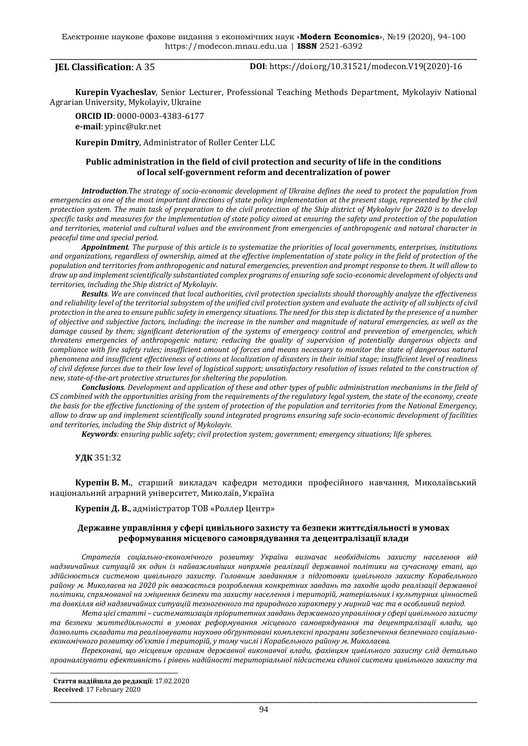**JEL Classification**: A 35

**DOI**: https://doi.org/10.31521/modecon.V19(2020)-16

**Kurepin Vyacheslav**, Senior Lecturer, Professional Teaching Methods Department, Mykolayiv National Agrarian University, Mykolayiv, Ukraine

**ORCID ID**: 0000-0003-4383-6177
**e-mail**: ypinc@ukr.net

**Kurepin Dmitry**, Administrator of Roller Center LLC

## Public administration in the field of civil protection and security of life in the conditions of local self-government reform and decentralization of power

***Introduction**.The strategy of socio-economic development of Ukraine defines the need to protect the population from emergencies as one of the most important directions of state policy implementation at the present stage, represented by the civil protection system. The main task of preparation to the civil protection of the Ship district of Mykolayiv for 2020 is to develop specific tasks and measures for the implementation of state policy aimed at ensuring the safety and protection of the population and territories, material and cultural values and the environment from emergencies of anthropogenic and natural character in peaceful time and special period.*

***Appointment**. The purpose of this article is to systematize the priorities of local governments, enterprises, institutions and organizations, regardless of ownership, aimed at the effective implementation of state policy in the field of protection of the population and territories from anthropogenic and natural emergencies, prevention and prompt response to them. It will allow to draw up and implement scientifically substantiated complex programs of ensuring safe socio-economic development of objects and territories, including the Ship district of Mykolayiv.*

***Results**. We are convinced that local authorities, civil protection specialists should thoroughly analyze the effectiveness and reliability level of the territorial subsystem of the unified civil protection system and evaluate the activity of all subjects of civil protection in the area to ensure public safety in emergency situations. The need for this step is dictated by the presence of a number of objective and subjective factors, including: the increase in the number and magnitude of natural emergencies, as well as the damage caused by them; significant deterioration of the systems of emergency control and prevention of emergencies, which threatens emergencies of anthropogenic nature; reducing the quality of supervision of potentially dangerous objects and compliance with fire safety rules; insufficient amount of forces and means necessary to monitor the state of dangerous natural phenomena and insufficient effectiveness of actions at localization of disasters in their initial stage; insufficient level of readiness of civil defense forces due to their low level of logistical support; unsatisfactory resolution of issues related to the construction of new, state-of-the-art protective structures for sheltering the population.*

***Conclusions**. Development and application of these and other types of public administration mechanisms in the field of CS combined with the opportunities arising from the requirements of the regulatory legal system, the state of the economy, create the basis for the effective functioning of the system of protection of the population and territories from the National Emergency, allow to draw up and implement scientifically sound integrated programs ensuring safe socio-economic development of facilities and territories, including the Ship district of Mykolayiv.*

***Keywords**: ensuring public safety; civil protection system; government; emergency situations; life spheres.*

**УДК** 351:32

**Курепін В. М.**, старший викладач кафедри методики професійного навчання, Миколаївський національний аграрний університет, Миколаїв, Україна

**Курепін Д. В.**, адміністратор ТОВ «Роллер Центр»

## Державне управління у сфері цивільного захисту та безпеки життєдіяльності в умовах реформування місцевого самоврядування та децентралізації влади

*Стратегія соціально-економічного розвитку України визначає необхідність захисту населення від надзвичайних ситуацій як один із найважливіших напрямів реалізації державної політики на сучасному етапі, що здійснюється системою цивільного захисту. Головним завданням з підготовки цивільного захисту Корабельного району м. Миколаєва на 2020 рік вважається розроблення конкретних завдань та заходів щодо реалізації державної політики, спрямованої на зміцнення безпеки та захисту населення і територій, матеріальних і культурних цінностей та довкілля від надзвичайних ситуацій техногенного та природного характеру у мирний час та в особливий період.*

*Мета цієї статті – систематизація пріоритетних завдань державного управління у сфері цивільного захисту та безпеки життєдіяльності в умовах реформування місцевого самоврядування та децентралізації влади, що дозволить складати та реалізовувати науково обґрунтовані комплексні програми забезпечення безпечного соціально-економічного розвитку об'єктів і територій, у тому числі і Корабельного району м. Миколаєва.*

*Переконані, що місцевим органам державної виконавчої влади, фахівцям цивільного захисту слід детально проаналізувати ефективність і рівень надійності територіальної підсистеми єдиної системи цивільного захисту та*

**Стаття надійшла до редакції**: 17.02.2020
**Received**: 17 February 2020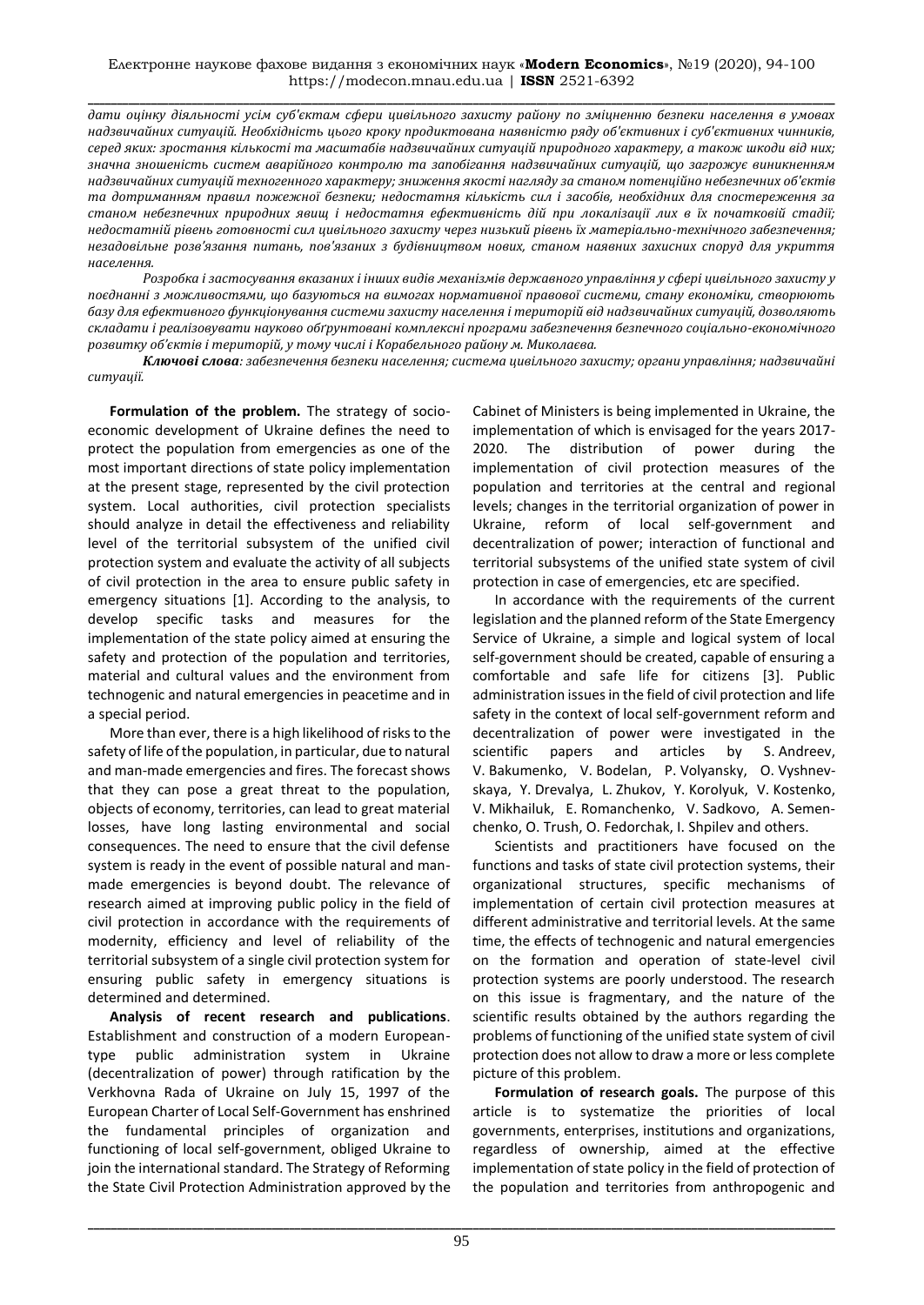*дати оцінку діяльності усім суб'єктам сфери цивільного захисту району по зміцненню безпеки населення в умовах надзвичайних ситуацій. Необхідність цього кроку продиктована наявністю ряду об'єктивних і суб'єктивних чинників, серед яких: зростання кількості та масштабів надзвичайних ситуацій природного характеру, а також шкоди від них; значна зношеність систем аварійного контролю та запобігання надзвичайних ситуацій, що загрожує виникненням надзвичайних ситуацій техногенного характеру; зниження якості нагляду за станом потенційно небезпечних об'єктів та дотриманням правил пожежної безпеки; недостатня кількість сил і засобів, необхідних для спостереження за станом небезпечних природних явищ і недостатня ефективність дій при локалізації лих в їх початковій стадії; недостатній рівень готовності сил цивільного захисту через низький рівень їх матеріально-технічного забезпечення; незадовільне розв'язання питань, пов'язаних з будівництвом нових, станом наявних захисних споруд для укриття населення.*

*Розробка і застосування вказаних і інших видів механізмів державного управління у сфері цивільного захисту у поєднанні з можливостями, що базуються на вимогах нормативної правової системи, стану економіки, створюють базу для ефективного функціонування системи захисту населення і територій від надзвичайних ситуацій, дозволяють складати і реалізовувати науково обґрунтовані комплексні програми забезпечення безпечного соціально-економічного розвитку об'єктів і територій, у тому числі і Корабельного району м. Миколаєва.*

***Ключові слова**: забезпечення безпеки населення; система цивільного захисту; органи управління; надзвичайні ситуації.*

**Formulation of the problem.** The strategy of socio-economic development of Ukraine defines the need to protect the population from emergencies as one of the most important directions of state policy implementation at the present stage, represented by the civil protection system. Local authorities, civil protection specialists should analyze in detail the effectiveness and reliability level of the territorial subsystem of the unified civil protection system and evaluate the activity of all subjects of civil protection in the area to ensure public safety in emergency situations [1]. According to the analysis, to develop specific tasks and measures for the implementation of the state policy aimed at ensuring the safety and protection of the population and territories, material and cultural values and the environment from technogenic and natural emergencies in peacetime and in a special period.

More than ever, there is a high likelihood of risks to the safety of life of the population, in particular, due to natural and man-made emergencies and fires. The forecast shows that they can pose a great threat to the population, objects of economy, territories, can lead to great material losses, have long lasting environmental and social consequences. The need to ensure that the civil defense system is ready in the event of possible natural and man-made emergencies is beyond doubt. The relevance of research aimed at improving public policy in the field of civil protection in accordance with the requirements of modernity, efficiency and level of reliability of the territorial subsystem of a single civil protection system for ensuring public safety in emergency situations is determined and determined.

**Analysis of recent research and publications**. Establishment and construction of a modern European-type public administration system in Ukraine (decentralization of power) through ratification by the Verkhovna Rada of Ukraine on July 15, 1997 of the European Charter of Local Self-Government has enshrined the fundamental principles of organization and functioning of local self-government, obliged Ukraine to join the international standard. The Strategy of Reforming the State Civil Protection Administration approved by the Cabinet of Ministers is being implemented in Ukraine, the implementation of which is envisaged for the years 2017-2020. The distribution of power during the implementation of civil protection measures of the population and territories at the central and regional levels; changes in the territorial organization of power in Ukraine, reform of local self-government and decentralization of power; interaction of functional and territorial subsystems of the unified state system of civil protection in case of emergencies, etc are specified.

In accordance with the requirements of the current legislation and the planned reform of the State Emergency Service of Ukraine, a simple and logical system of local self-government should be created, capable of ensuring a comfortable and safe life for citizens [3]. Public administration issues in the field of civil protection and life safety in the context of local self-government reform and decentralization of power were investigated in the scientific papers and articles by S. Andreev, V. Bakumenko, V. Bodelan, P. Volyansky, O. Vyshnevskaya, Y. Drevalya, L. Zhukov, Y. Korolyuk, V. Kostenko, V. Mikhailuk, E. Romanchenko, V. Sadkovo, A. Semenchenko, O. Trush, O. Fedorchak, I. Shpilev and others.

Scientists and practitioners have focused on the functions and tasks of state civil protection systems, their organizational structures, specific mechanisms of implementation of certain civil protection measures at different administrative and territorial levels. At the same time, the effects of technogenic and natural emergencies on the formation and operation of state-level civil protection systems are poorly understood. The research on this issue is fragmentary, and the nature of the scientific results obtained by the authors regarding the problems of functioning of the unified state system of civil protection does not allow to draw a more or less complete picture of this problem.

**Formulation of research goals.** The purpose of this article is to systematize the priorities of local governments, enterprises, institutions and organizations, regardless of ownership, aimed at the effective implementation of state policy in the field of protection of the population and territories from anthropogenic and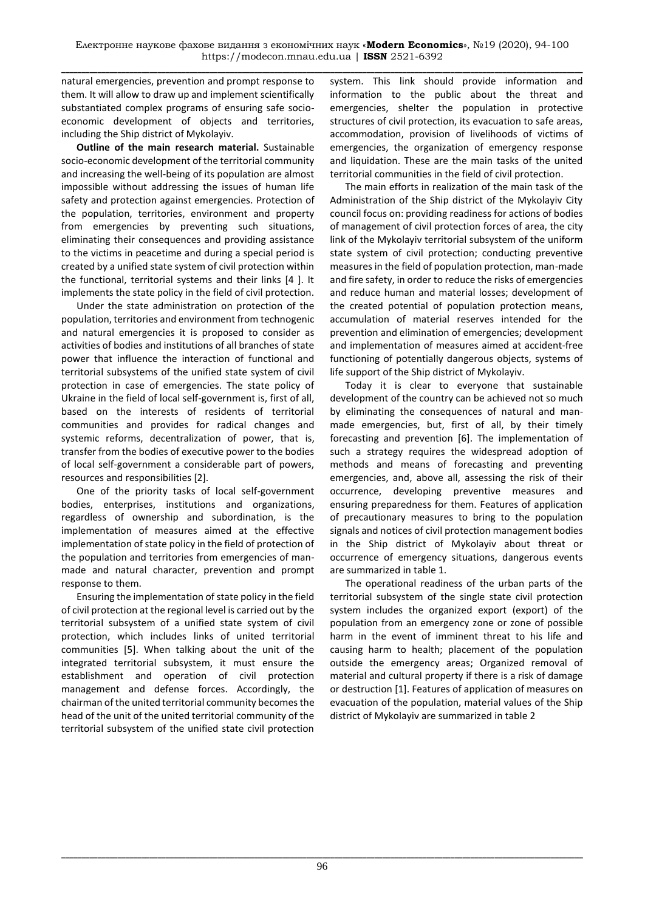natural emergencies, prevention and prompt response to them. It will allow to draw up and implement scientifically substantiated complex programs of ensuring safe socio-economic development of objects and territories, including the Ship district of Mykolayiv.

**Outline of the main research material.** Sustainable socio-economic development of the territorial community and increasing the well-being of its population are almost impossible without addressing the issues of human life safety and protection against emergencies. Protection of the population, territories, environment and property from emergencies by preventing such situations, eliminating their consequences and providing assistance to the victims in peacetime and during a special period is created by a unified state system of civil protection within the functional, territorial systems and their links [4 ]. It implements the state policy in the field of civil protection.

Under the state administration on protection of the population, territories and environment from technogenic and natural emergencies it is proposed to consider as activities of bodies and institutions of all branches of state power that influence the interaction of functional and territorial subsystems of the unified state system of civil protection in case of emergencies. The state policy of Ukraine in the field of local self-government is, first of all, based on the interests of residents of territorial communities and provides for radical changes and systemic reforms, decentralization of power, that is, transfer from the bodies of executive power to the bodies of local self-government a considerable part of powers, resources and responsibilities [2].

One of the priority tasks of local self-government bodies, enterprises, institutions and organizations, regardless of ownership and subordination, is the implementation of measures aimed at the effective implementation of state policy in the field of protection of the population and territories from emergencies of man-made and natural character, prevention and prompt response to them.

Ensuring the implementation of state policy in the field of civil protection at the regional level is carried out by the territorial subsystem of a unified state system of civil protection, which includes links of united territorial communities [5]. When talking about the unit of the integrated territorial subsystem, it must ensure the establishment and operation of civil protection management and defense forces. Accordingly, the chairman of the united territorial community becomes the head of the unit of the united territorial community of the territorial subsystem of the unified state civil protection system. This link should provide information and information to the public about the threat and emergencies, shelter the population in protective structures of civil protection, its evacuation to safe areas, accommodation, provision of livelihoods of victims of emergencies, the organization of emergency response and liquidation. These are the main tasks of the united territorial communities in the field of civil protection.

The main efforts in realization of the main task of the Administration of the Ship district of the Mykolayiv City council focus on: providing readiness for actions of bodies of management of civil protection forces of area, the city link of the Mykolayiv territorial subsystem of the uniform state system of civil protection; conducting preventive measures in the field of population protection, man-made and fire safety, in order to reduce the risks of emergencies and reduce human and material losses; development of the created potential of population protection means, accumulation of material reserves intended for the prevention and elimination of emergencies; development and implementation of measures aimed at accident-free functioning of potentially dangerous objects, systems of life support of the Ship district of Mykolayiv.

Today it is clear to everyone that sustainable development of the country can be achieved not so much by eliminating the consequences of natural and man-made emergencies, but, first of all, by their timely forecasting and prevention [6]. The implementation of such a strategy requires the widespread adoption of methods and means of forecasting and preventing emergencies, and, above all, assessing the risk of their occurrence, developing preventive measures and ensuring preparedness for them. Features of application of precautionary measures to bring to the population signals and notices of civil protection management bodies in the Ship district of Mykolayiv about threat or occurrence of emergency situations, dangerous events are summarized in table 1.

The operational readiness of the urban parts of the territorial subsystem of the single state civil protection system includes the organized export (export) of the population from an emergency zone or zone of possible harm in the event of imminent threat to his life and causing harm to health; placement of the population outside the emergency areas; Organized removal of material and cultural property if there is a risk of damage or destruction [1]. Features of application of measures on evacuation of the population, material values of the Ship district of Mykolayiv are summarized in table 2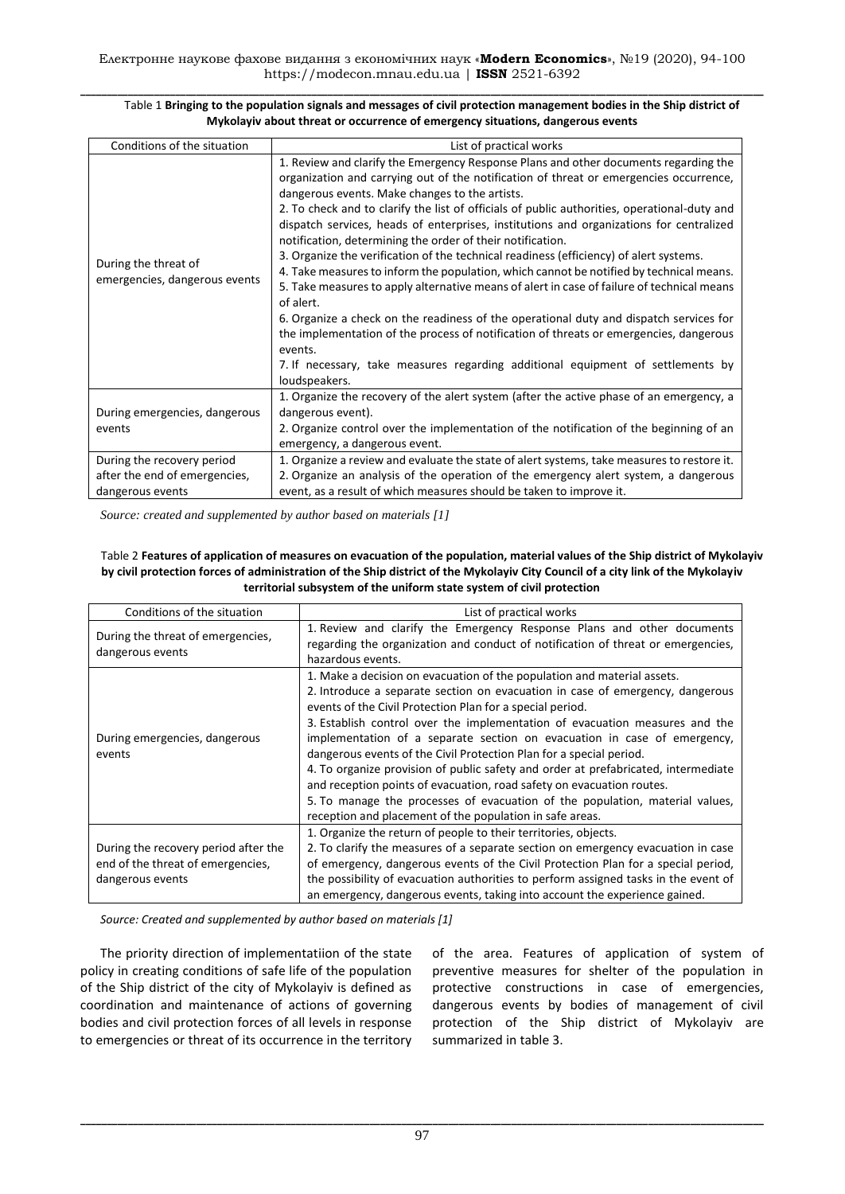Table 1 **Bringing to the population signals and messages of civil protection management bodies in the Ship district of Mykolayiv about threat or occurrence of emergency situations, dangerous events**

| Conditions of the situation | List of practical works |
|---|---|
| During the threat of emergencies, dangerous events | 1. Review and clarify the Emergency Response Plans and other documents regarding the organization and carrying out of the notification of threat or emergencies occurrence, dangerous events. Make changes to the artists.<br>2. To check and to clarify the list of officials of public authorities, operational-duty and dispatch services, heads of enterprises, institutions and organizations for centralized notification, determining the order of their notification.<br>3. Organize the verification of the technical readiness (efficiency) of alert systems.<br>4. Take measures to inform the population, which cannot be notified by technical means.<br>5. Take measures to apply alternative means of alert in case of failure of technical means of alert.<br>6. Organize a check on the readiness of the operational duty and dispatch services for the implementation of the process of notification of threats or emergencies, dangerous events.<br>7. If necessary, take measures regarding additional equipment of settlements by loudspeakers. |
| During emergencies, dangerous events | 1. Organize the recovery of the alert system (after the active phase of an emergency, a dangerous event).<br>2. Organize control over the implementation of the notification of the beginning of an emergency, a dangerous event. |
| During the recovery period after the end of emergencies, dangerous events | 1. Organize a review and evaluate the state of alert systems, take measures to restore it.<br>2. Organize an analysis of the operation of the emergency alert system, a dangerous event, as a result of which measures should be taken to improve it. |

*Source: created and supplemented by author based on materials [1]*

Table 2 **Features of application of measures on evacuation of the population, material values of the Ship district of Mykolayiv by civil protection forces of administration of the Ship district of the Mykolayiv City Council of a city link of the Mykolayiv territorial subsystem of the uniform state system of civil protection**

| Conditions of the situation | List of practical works |
|---|---|
| During the threat of emergencies, dangerous events | 1. Review and clarify the Emergency Response Plans and other documents regarding the organization and conduct of notification of threat or emergencies, hazardous events. |
| During emergencies, dangerous events | 1. Make a decision on evacuation of the population and material assets.<br>2. Introduce a separate section on evacuation in case of emergency, dangerous events of the Civil Protection Plan for a special period.<br>3. Establish control over the implementation of evacuation measures and the implementation of a separate section on evacuation in case of emergency, dangerous events of the Civil Protection Plan for a special period.<br>4. To organize provision of public safety and order at prefabricated, intermediate and reception points of evacuation, road safety on evacuation routes.<br>5. To manage the processes of evacuation of the population, material values, reception and placement of the population in safe areas. |
| During the recovery period after the end of the threat of emergencies, dangerous events | 1. Organize the return of people to their territories, objects.<br>2. To clarify the measures of a separate section on emergency evacuation in case of emergency, dangerous events of the Civil Protection Plan for a special period, the possibility of evacuation authorities to perform assigned tasks in the event of an emergency, dangerous events, taking into account the experience gained. |

*Source: Created and supplemented by author based on materials [1]*

The priority direction of implementatiion of the state policy in creating conditions of safe life of the population of the Ship district of the city of Mykolayiv is defined as coordination and maintenance of actions of governing bodies and civil protection forces of all levels in response to emergencies or threat of its occurrence in the territory of the area. Features of application of system of preventive measures for shelter of the population in protective constructions in case of emergencies, dangerous events by bodies of management of civil protection of the Ship district of Mykolayiv are summarized in table 3.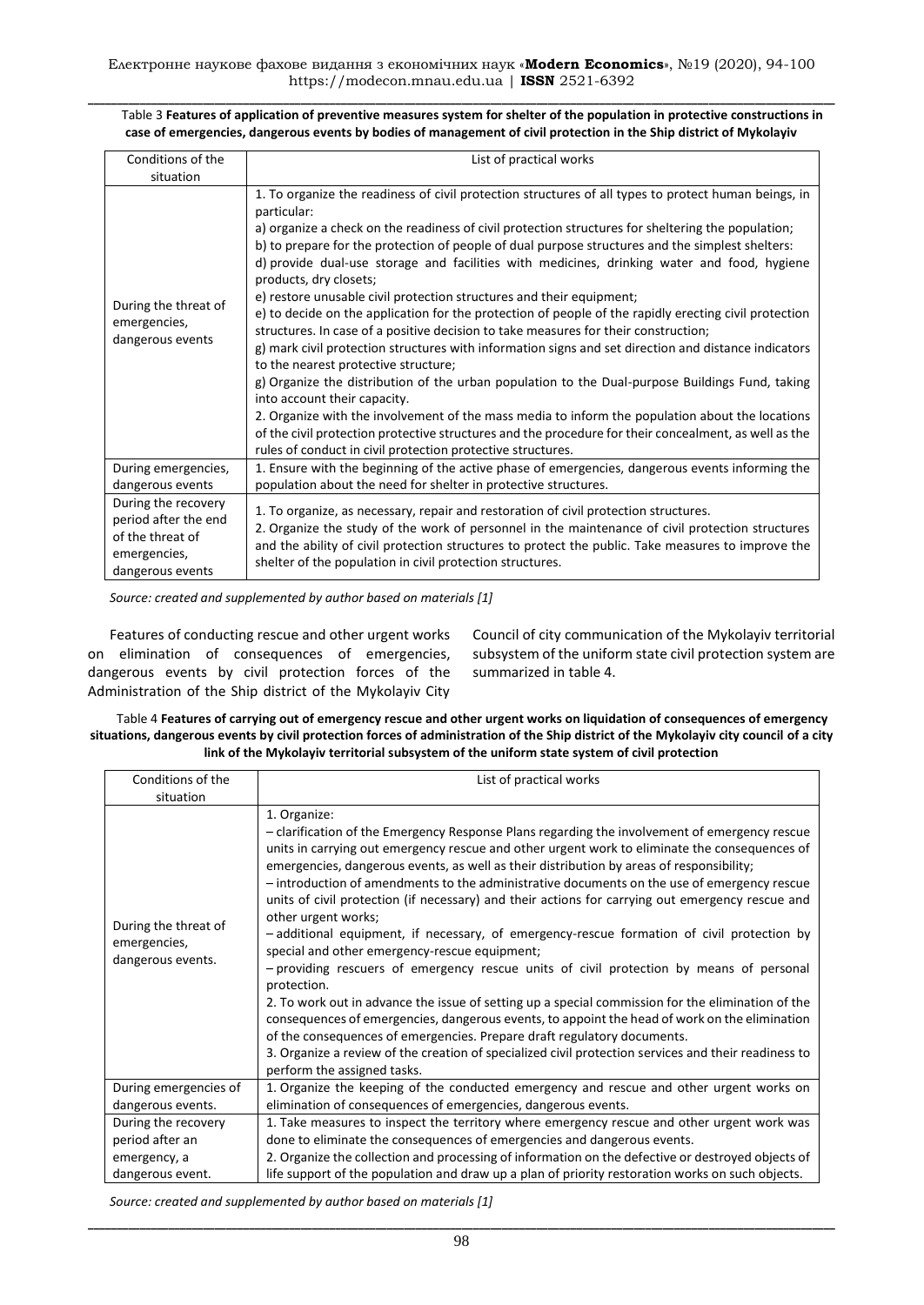Table 3 **Features of application of preventive measures system for shelter of the population in protective constructions in case of emergencies, dangerous events by bodies of management of civil protection in the Ship district of Mykolayiv**

| Conditions of the situation | List of practical works |
|---|---|
| During the threat of emergencies, dangerous events | 1. To organize the readiness of civil protection structures of all types to protect human beings, in particular:<br>a) organize a check on the readiness of civil protection structures for sheltering the population;<br>b) to prepare for the protection of people of dual purpose structures and the simplest shelters:<br>d) provide dual-use storage and facilities with medicines, drinking water and food, hygiene products, dry closets;<br>e) restore unusable civil protection structures and their equipment;<br>e) to decide on the application for the protection of people of the rapidly erecting civil protection structures. In case of a positive decision to take measures for their construction;<br>g) mark civil protection structures with information signs and set direction and distance indicators to the nearest protective structure;<br>g) Organize the distribution of the urban population to the Dual-purpose Buildings Fund, taking into account their capacity.<br>2. Organize with the involvement of the mass media to inform the population about the locations of the civil protection protective structures and the procedure for their concealment, as well as the rules of conduct in civil protection protective structures. |
| During emergencies, dangerous events | 1. Ensure with the beginning of the active phase of emergencies, dangerous events informing the population about the need for shelter in protective structures. |
| During the recovery period after the end of the threat of emergencies, dangerous events | 1. To organize, as necessary, repair and restoration of civil protection structures.<br>2. Organize the study of the work of personnel in the maintenance of civil protection structures and the ability of civil protection structures to protect the public. Take measures to improve the shelter of the population in civil protection structures. |

*Source: created and supplemented by author based on materials [1]*

Features of conducting rescue and other urgent works on elimination of consequences of emergencies, dangerous events by civil protection forces of the Administration of the Ship district of the Mykolayiv City Council of city communication of the Mykolayiv territorial subsystem of the uniform state civil protection system are summarized in table 4.

Table 4 **Features of carrying out of emergency rescue and other urgent works on liquidation of consequences of emergency situations, dangerous events by civil protection forces of administration of the Ship district of the Mykolayiv city council of a city link of the Mykolayiv territorial subsystem of the uniform state system of civil protection**

| Conditions of the situation | List of practical works |
|---|---|
| During the threat of emergencies, dangerous events. | 1. Organize:<br>– clarification of the Emergency Response Plans regarding the involvement of emergency rescue units in carrying out emergency rescue and other urgent work to eliminate the consequences of emergencies, dangerous events, as well as their distribution by areas of responsibility;<br>– introduction of amendments to the administrative documents on the use of emergency rescue units of civil protection (if necessary) and their actions for carrying out emergency rescue and other urgent works;<br>– additional equipment, if necessary, of emergency-rescue formation of civil protection by special and other emergency-rescue equipment;<br>– providing rescuers of emergency rescue units of civil protection by means of personal protection.<br>2. To work out in advance the issue of setting up a special commission for the elimination of the consequences of emergencies, dangerous events, to appoint the head of work on the elimination of the consequences of emergencies. Prepare draft regulatory documents.<br>3. Organize a review of the creation of specialized civil protection services and their readiness to perform the assigned tasks. |
| During emergencies of dangerous events. | 1. Organize the keeping of the conducted emergency and rescue and other urgent works on elimination of consequences of emergencies, dangerous events. |
| During the recovery period after an emergency, a dangerous event. | 1. Take measures to inspect the territory where emergency rescue and other urgent work was done to eliminate the consequences of emergencies and dangerous events.<br>2. Organize the collection and processing of information on the defective or destroyed objects of life support of the population and draw up a plan of priority restoration works on such objects. |

*Source: created and supplemented by author based on materials [1]*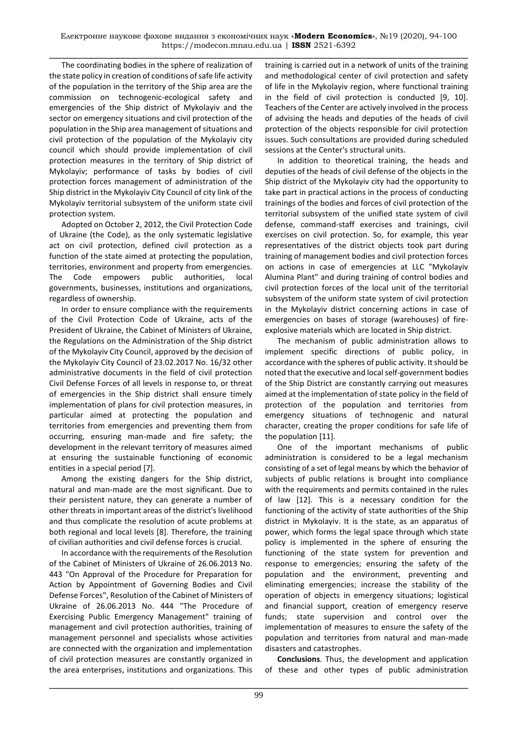The coordinating bodies in the sphere of realization of the state policy in creation of conditions of safe life activity of the population in the territory of the Ship area are the commission on technogenic-ecological safety and emergencies of the Ship district of Mykolayiv and the sector on emergency situations and civil protection of the population in the Ship area management of situations and civil protection of the population of the Mykolayiv city council which should provide implementation of civil protection measures in the territory of Ship district of Mykolayiv; performance of tasks by bodies of civil protection forces management of administration of the Ship district in the Mykolayiv City Council of city link of the Mykolayiv territorial subsystem of the uniform state civil protection system.

Adopted on October 2, 2012, the Civil Protection Code of Ukraine (the Code), as the only systematic legislative act on civil protection, defined civil protection as a function of the state aimed at protecting the population, territories, environment and property from emergencies. The Code empowers public authorities, local governments, businesses, institutions and organizations, regardless of ownership.

In order to ensure compliance with the requirements of the Civil Protection Code of Ukraine, acts of the President of Ukraine, the Cabinet of Ministers of Ukraine, the Regulations on the Administration of the Ship district of the Mykolayiv City Council, approved by the decision of the Mykolayiv City Council of 23.02.2017 No. 16/32 other administrative documents in the field of civil protection Civil Defense Forces of all levels in response to, or threat of emergencies in the Ship district shall ensure timely implementation of plans for civil protection measures, in particular aimed at protecting the population and territories from emergencies and preventing them from occurring, ensuring man-made and fire safety; the development in the relevant territory of measures aimed at ensuring the sustainable functioning of economic entities in a special period [7].

Among the existing dangers for the Ship district, natural and man-made are the most significant. Due to their persistent nature, they can generate a number of other threats in important areas of the district's livelihood and thus complicate the resolution of acute problems at both regional and local levels [8]. Therefore, the training of civilian authorities and civil defense forces is crucial.

In accordance with the requirements of the Resolution of the Cabinet of Ministers of Ukraine of 26.06.2013 No. 443 "On Approval of the Procedure for Preparation for Action by Appointment of Governing Bodies and Civil Defense Forces", Resolution of the Cabinet of Ministers of Ukraine of 26.06.2013 No. 444 "The Procedure of Exercising Public Emergency Management" training of management and civil protection authorities, training of management personnel and specialists whose activities are connected with the organization and implementation of civil protection measures are constantly organized in the area enterprises, institutions and organizations. This training is carried out in a network of units of the training and methodological center of civil protection and safety of life in the Mykolayiv region, where functional training in the field of civil protection is conducted [9, 10]. Teachers of the Center are actively involved in the process of advising the heads and deputies of the heads of civil protection of the objects responsible for civil protection issues. Such consultations are provided during scheduled sessions at the Center's structural units.

In addition to theoretical training, the heads and deputies of the heads of civil defense of the objects in the Ship district of the Mykolayiv city had the opportunity to take part in practical actions in the process of conducting trainings of the bodies and forces of civil protection of the territorial subsystem of the unified state system of civil defense, command-staff exercises and trainings, civil exercises on civil protection. So, for example, this year representatives of the district objects took part during training of management bodies and civil protection forces on actions in case of emergencies at LLC "Mykolayiv Alumina Plant" and during training of control bodies and civil protection forces of the local unit of the territorial subsystem of the uniform state system of civil protection in the Mykolayiv district concerning actions in case of emergencies on bases of storage (warehouses) of fire-explosive materials which are located in Ship district.

The mechanism of public administration allows to implement specific directions of public policy, in accordance with the spheres of public activity. It should be noted that the executive and local self-government bodies of the Ship District are constantly carrying out measures aimed at the implementation of state policy in the field of protection of the population and territories from emergency situations of technogenic and natural character, creating the proper conditions for safe life of the population [11].

One of the important mechanisms of public administration is considered to be a legal mechanism consisting of a set of legal means by which the behavior of subjects of public relations is brought into compliance with the requirements and permits contained in the rules of law [12]. This is a necessary condition for the functioning of the activity of state authorities of the Ship district in Mykolayiv. It is the state, as an apparatus of power, which forms the legal space through which state policy is implemented in the sphere of ensuring the functioning of the state system for prevention and response to emergencies; ensuring the safety of the population and the environment, preventing and eliminating emergencies; increase the stability of the operation of objects in emergency situations; logistical and financial support, creation of emergency reserve funds; state supervision and control over the implementation of measures to ensure the safety of the population and territories from natural and man-made disasters and catastrophes.

**Conclusions**. Thus, the development and application of these and other types of public administration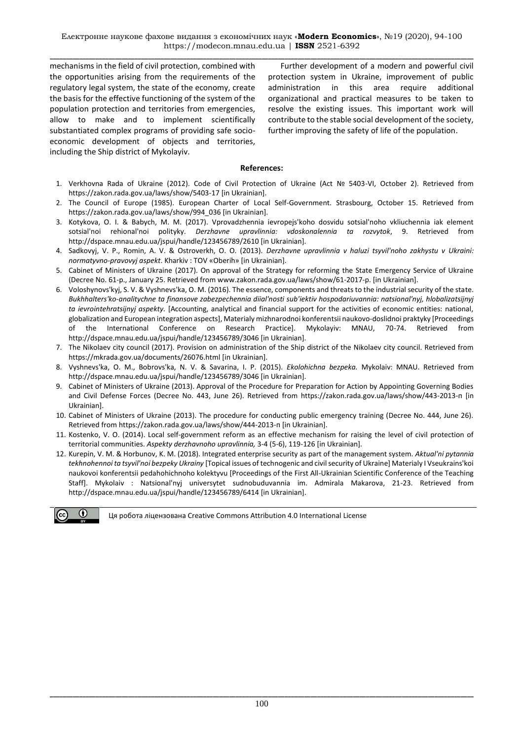mechanisms in the field of civil protection, combined with the opportunities arising from the requirements of the regulatory legal system, the state of the economy, create the basis for the effective functioning of the system of the population protection and territories from emergencies, allow to make and to implement scientifically substantiated complex programs of providing safe socio-economic development of objects and territories, including the Ship district of Mykolayiv.

Further development of a modern and powerful civil protection system in Ukraine, improvement of public administration in this area require additional organizational and practical measures to be taken to resolve the existing issues. This important work will contribute to the stable social development of the society, further improving the safety of life of the population.

**References:**

1. Verkhovna Rada of Ukraine (2012). Code of Civil Protection of Ukraine (Act № 5403-VI, October 2). Retrieved from https://zakon.rada.gov.ua/laws/show/5403-17 [in Ukrainian].
2. The Council of Europe (1985). European Charter of Local Self-Government. Strasbourg, October 15. Retrieved from https://zakon.rada.gov.ua/laws/show/994_036 [in Ukrainian].
3. Kotykova, O. I. & Babych, M. M. (2017). Vprovadzhennia ievropejs'koho dosvidu sotsial'noho vkliuchennia iak element sotsial'noi rehional'noi polityky. *Derzhavne upravlinnia: vdoskonalennia ta rozvytok*, 9. Retrieved from http://dspace.mnau.edu.ua/jspui/handle/123456789/2610 [in Ukrainian].
4. Sadkovyj, V. P., Romin, A. V. & Ostroverkh, O. O. (2013). *Derzhavne upravlinnia v haluzi tsyvil'noho zakhystu v Ukraini: normatyvno-pravovyj aspekt*. Kharkiv : TOV «Oberih» [in Ukrainian].
5. Cabinet of Ministers of Ukraine (2017). On approval of the Strategy for reforming the State Emergency Service of Ukraine (Decree No. 61-р., January 25. Retrieved from www.zakon.rada.gov.ua/laws/show/61-2017-р. [in Ukrainian].
6. Voloshynovs'kyj, S. V. & Vyshnevs'ka, O. M. (2016). The essence, components and threats to the industrial security of the state. *Bukhhalters'ko-analitychne ta finansove zabezpechennia diial'nosti sub'iektiv hospodariuvannia: natsional'nyj, hlobalizatsijnyj ta ievrointehratsijnyj aspekty*. [Accounting, analytical and financial support for the activities of economic entities: national, globalization and European integration aspects], Materialy mizhnarodnoi konferentsii naukovo-doslidnoi praktyky [Proceedings of the International Conference on Research Practice]. Mykolayiv: MNAU, 70-74. Retrieved from http://dspace.mnau.edu.ua/jspui/handle/123456789/3046 [in Ukrainian].
7. The Nikolaev city council (2017). Provision on administration of the Ship district of the Nikolaev city council. Retrieved from https://mkrada.gov.ua/documents/26076.html [in Ukrainian].
8. Vyshnevs'ka, O. M., Bobrovs'ka, N. V. & Savarina, I. P. (2015). *Ekolohichna bezpeka.* Mykolaiv: MNAU. Retrieved from http://dspace.mnau.edu.ua/jspui/handle/123456789/3046 [in Ukrainian].
9. Cabinet of Ministers of Ukraine (2013). Approval of the Procedure for Preparation for Action by Appointing Governing Bodies and Civil Defense Forces (Decree No. 443, June 26). Retrieved from https://zakon.rada.gov.ua/laws/show/443-2013-п [in Ukrainian].
10. Cabinet of Ministers of Ukraine (2013). The procedure for conducting public emergency training (Decree No. 444, June 26). Retrieved from https://zakon.rada.gov.ua/laws/show/444-2013-п [in Ukrainian].
11. Kostenko, V. O. (2014). Local self-government reform as an effective mechanism for raising the level of civil protection of territorial communities. *Aspekty derzhavnoho upravlinnia,* 3-4 (5-6), 119-126 [in Ukrainian].
12. Kurepin, V. M. & Horbunov, K. M. (2018). Integrated enterprise security as part of the management system. *Aktual'ni pytannia tekhnohennoi ta tsyvil'noi bezpeky Ukrainy* [Topical issues of technogenic and civil security of Ukraine] Materialy I Vseukrains'koi naukovoi konferentsii pedahohichnoho kolektyvu [Proceedings of the First All-Ukrainian Scientific Conference of the Teaching Staff]. Mykolaiv : Natsional'nyj universytet sudnobuduvannia im. Admirala Makarova, 21-23. Retrieved from http://dspace.mnau.edu.ua/jspui/handle/123456789/6414 [in Ukrainian].

Ця робота ліцензована Creative Commons Attribution 4.0 International License